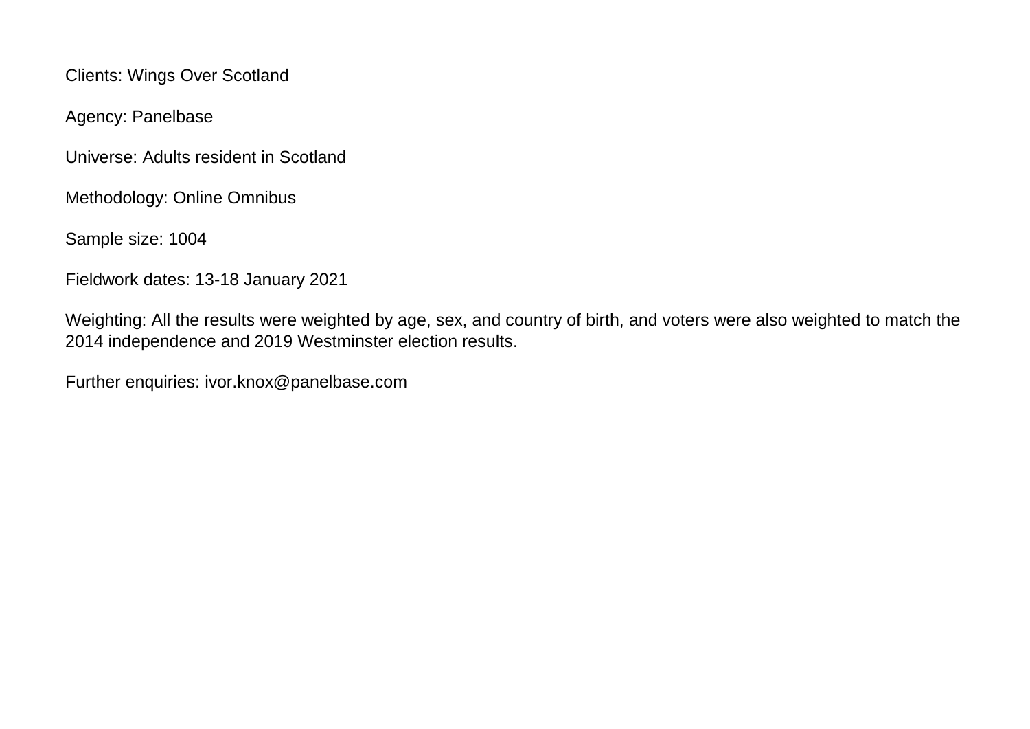Clients: Wings Over Scotland

Agency: Panelbase

Universe: Adults resident in Scotland

Methodology: Online Omnibus

Sample size: 1004

Fieldwork dates: 13-18 January 2021

Weighting: All the results were weighted by age, sex, and country of birth, and voters were also weighted to match the 2014 independence and 2019 Westminster election results.

Further enquiries: ivor.knox@panelbase.com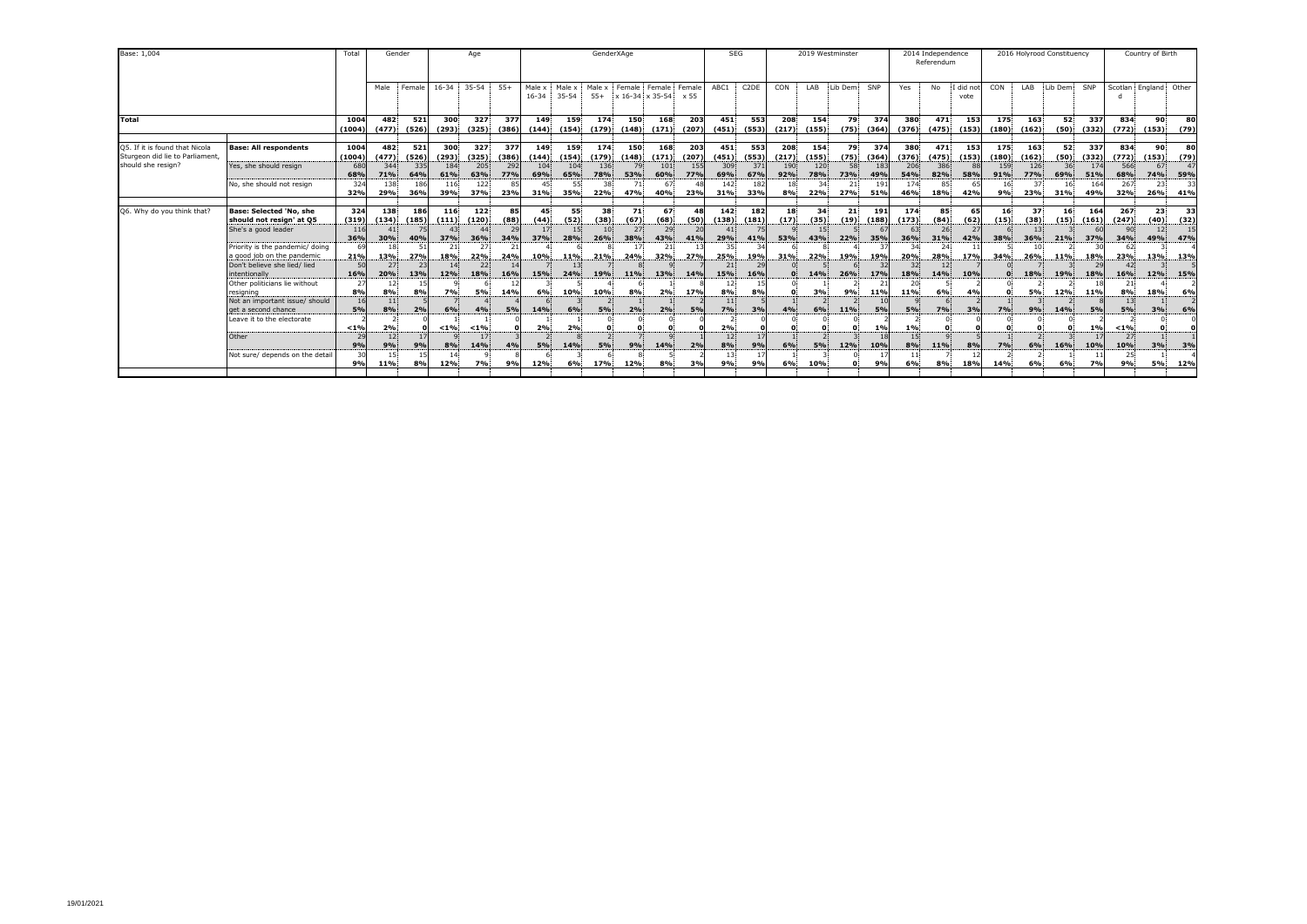| Base: 1,004 | | Total | Gender | | Age | | | GenderXAge | | | | | | SEG | | 2019 Westminster | | | | 2014 Independence Referendum | | | 2016 Holyrood Constituency | | | | Country of Birth | | |
|---|---|---|---|---|---|---|---|---|---|---|---|---|---|---|---|---|---|---|---|---|---|---|---|---|---|---|---|---|---|
| | | | Male | Female | 16-34 | 35-54 | 55+ | Male x 16-34 | Male x 35-54 | Male x 55+ | Female x 16-34 | Female x 35-54 | Female x 55 | ABC1 | C2DE | CON | LAB | Lib Dem | SNP | Yes | No | I did not vote | CON | LAB | Lib Dem | SNP | Scotland | England | Other |
| **Total** | | **1004** (1004) | **482** (477) | **521** (526) | **300** (293) | **327** (325) | **377** (386) | **149** (144) | **159** (154) | **174** (179) | **150** (148) | **168** (171) | **203** (207) | **451** (451) | **553** (553) | **208** (217) | **154** (155) | **79** (75) | **374** (364) | **380** (376) | **471** (475) | **153** (153) | **175** (180) | **163** (162) | **52** (50) | **337** (332) | **834** (772) | **90** (153) | **80** (79) |
| Q5. If it is found that Nicola Sturgeon did lie to Parliament, should she resign? | **Base: All respondents** | **1004** (1004) | **482** (477) | **521** (526) | **300** (293) | **327** (325) | **377** (386) | **149** (144) | **159** (154) | **174** (179) | **150** (148) | **168** (171) | **203** (207) | **451** (451) | **553** (553) | **208** (217) | **154** (155) | **79** (75) | **374** (364) | **380** (376) | **471** (475) | **153** (153) | **175** (180) | **163** (162) | **52** (50) | **337** (332) | **834** (772) | **90** (153) | **80** (79) |
| | Yes, she should resign | 680 **68%** | 344 **71%** | 335 **64%** | 184 **61%** | 205 **63%** | 292 **77%** | 104 **69%** | 104 **65%** | 136 **78%** | 79 **53%** | 101 **60%** | 155 **77%** | 309 **69%** | 371 **67%** | 190 **92%** | 120 **78%** | 58 **73%** | 183 **49%** | 206 **54%** | 386 **82%** | 88 **58%** | 159 **91%** | 126 **77%** | 36 **69%** | 174 **51%** | 566 **68%** | 67 **74%** | 47 **59%** |
| | No, she should not resign | 324 **32%** | 138 **29%** | 186 **36%** | 116 **39%** | 122 **37%** | 85 **23%** | 45 **31%** | 55 **35%** | 38 **22%** | 71 **47%** | 67 **40%** | 48 **23%** | 142 **31%** | 182 **33%** | 18 **8%** | 34 **22%** | 21 **27%** | 191 **51%** | 174 **46%** | 85 **18%** | 65 **42%** | 16 **9%** | 37 **23%** | 16 **31%** | 164 **49%** | 267 **32%** | 23 **26%** | 33 **41%** |
| Q6. Why do you think that? | **Base: Selected 'No, she should not resign' at Q5** | **324** (319) | **138** (134) | **186** (185) | **116** (111) | **122** (120) | **85** (88) | **45** (44) | **55** (52) | **38** (38) | **71** (67) | **67** (68) | **48** (50) | **142** (138) | **182** (181) | **18** (17) | **34** (35) | **21** (19) | **191** (188) | **174** (173) | **85** (84) | **65** (62) | **16** (15) | **37** (38) | **16** (15) | **164** (161) | **267** (247) | **23** (40) | **33** (32) |
| | She's a good leader | 116 **36%** | 41 **30%** | 75 **40%** | 43 **37%** | 44 **36%** | 29 **34%** | 17 **37%** | 15 **28%** | 10 **26%** | 27 **38%** | 29 **43%** | 20 **41%** | 41 **29%** | 75 **41%** | 9 **53%** | 15 **43%** | 5 **22%** | 67 **35%** | 63 **36%** | 26 **31%** | 27 **42%** | 6 **38%** | 13 **36%** | 3 **21%** | 60 **37%** | 90 **34%** | 12 **49%** | 15 **47%** |
| | Priority is the pandemic/ doing a good job on the pandemic | 69 **21%** | 18 **13%** | 51 **27%** | 21 **18%** | 27 **22%** | 21 **24%** | 4 **10%** | 6 **11%** | 8 **21%** | 17 **24%** | 21 **32%** | 13 **27%** | 35 **25%** | 34 **19%** | 6 **31%** | 8 **22%** | 4 **19%** | 37 **19%** | 34 **20%** | 24 **28%** | 11 **17%** | 5 **34%** | 10 **26%** | 2 **11%** | 30 **18%** | 62 **23%** | 3 **13%** | 4 **13%** |
| | Don't believe she lied/ lied intentionally | 50 **16%** | 27 **20%** | 23 **13%** | 14 **12%** | 22 **18%** | 14 **16%** | 7 **15%** | 13 **24%** | 7 **19%** | 8 **11%** | 9 **13%** | 7 **14%** | 21 **15%** | 29 **16%** | 0 **0** | 5 **14%** | 6 **26%** | 32 **17%** | 32 **18%** | 12 **14%** | 7 **10%** | 0 **0** | 7 **18%** | 3 **19%** | 29 **18%** | 42 **16%** | 3 **12%** | 5 **15%** |
| | Other politicians lie without resigning | 27 **8%** | 12 **8%** | 15 **8%** | 9 **7%** | 6 **5%** | 12 **14%** | 3 **6%** | 5 **10%** | 4 **10%** | 6 **8%** | 1 **2%** | 8 **17%** | 12 **8%** | 15 **8%** | 0 **0** | 1 **3%** | 2 **9%** | 21 **11%** | 20 **11%** | 5 **6%** | 2 **4%** | 0 **0** | 2 **5%** | 2 **12%** | 18 **11%** | 21 **8%** | 4 **18%** | 2 **6%** |
| | Not an important issue/ should get a second chance | 16 **5%** | 11 **8%** | 5 **2%** | 7 **6%** | 4 **4%** | 4 **5%** | 6 **14%** | 3 **6%** | 2 **5%** | 1 **2%** | 1 **2%** | 2 **5%** | 11 **7%** | 5 **3%** | 1 **4%** | 2 **6%** | 2 **11%** | 10 **5%** | 9 **5%** | 6 **7%** | 2 **3%** | 1 **7%** | 3 **9%** | 2 **14%** | 8 **5%** | 13 **5%** | 1 **3%** | 2 **6%** |
| | Leave it to the electorate | 2 **<1%** | 2 **2%** | 0 **0** | 1 **<1%** | 1 **<1%** | 0 **0** | 1 **2%** | 1 **2%** | 0 **0** | 0 **0** | 0 **0** | 0 **0** | 2 **2%** | 0 **0** | 0 **0** | 0 **0** | 0 **0** | 2 **1%** | 2 **1%** | 0 **0** | 0 **0** | 0 **0** | 0 **0** | 0 **0** | 2 **1%** | 2 **<1%** | 0 **0** | 0 **0** |
| | Other | 29 **9%** | 12 **9%** | 17 **9%** | 9 **8%** | 17 **14%** | 3 **4%** | 2 **5%** | 8 **14%** | 2 **5%** | 7 **9%** | 9 **14%** | 1 **2%** | 12 **8%** | 17 **9%** | 1 **6%** | 2 **5%** | 3 **12%** | 18 **10%** | 15 **8%** | 9 **11%** | 5 **8%** | 1 **7%** | 2 **6%** | 3 **16%** | 17 **10%** | 27 **10%** | 1 **3%** | 1 **3%** |
| | Not sure/ depends on the detail | 30 **9%** | 15 **11%** | 15 **8%** | 14 **12%** | 9 **7%** | 8 **9%** | 6 **12%** | 3 **6%** | 6 **17%** | 8 **12%** | 5 **8%** | 2 **3%** | 13 **9%** | 17 **9%** | 1 **6%** | 3 **10%** | 0 **0** | 17 **9%** | 11 **6%** | 7 **8%** | 12 **18%** | 2 **14%** | 2 **6%** | 1 **6%** | 11 **7%** | 25 **9%** | 1 **5%** | 4 **12%** |

19/01/2021